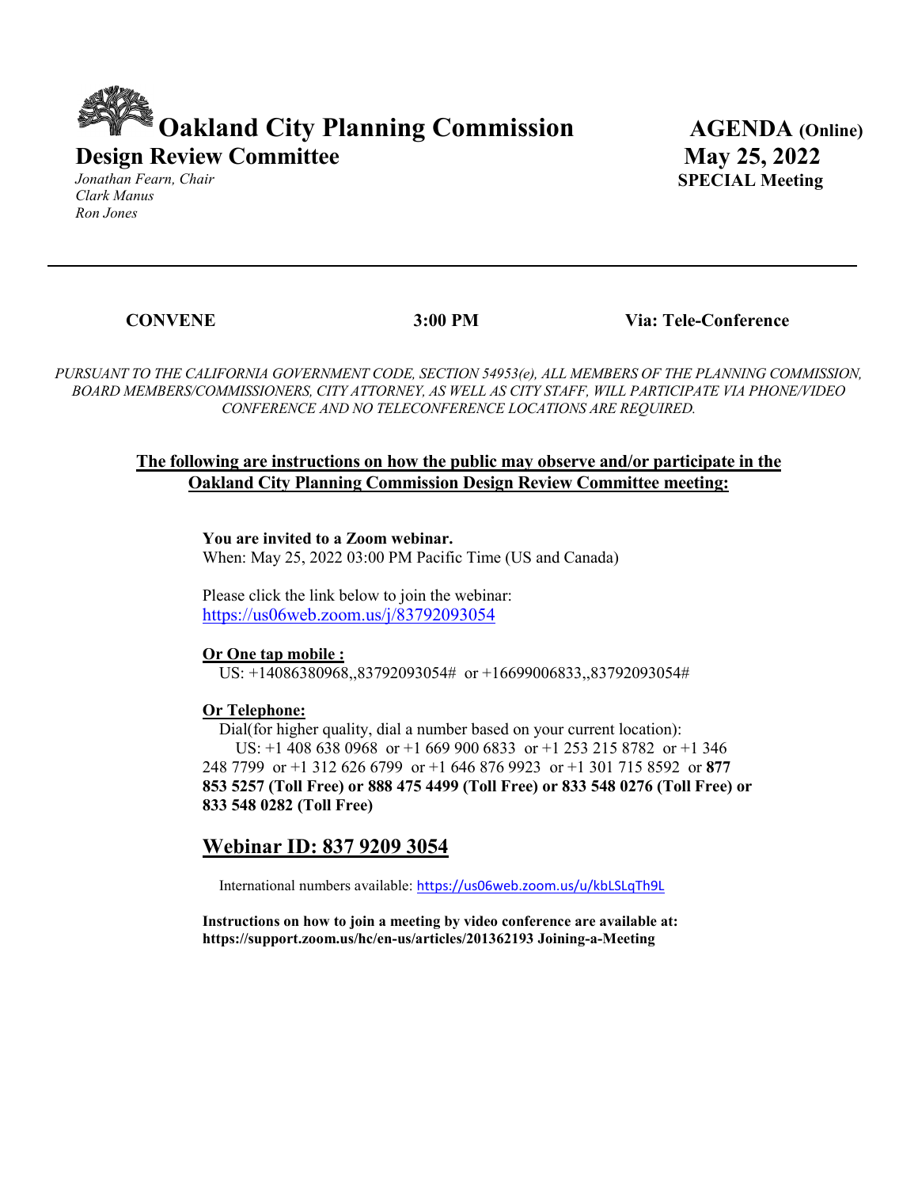# Oakland City Planning Commission

## Design Review Committee

*Jonathan Fearn, Chair*
*Clark Manus*
*Ron Jones*

**AGENDA (Online)**
**May 25, 2022**
**SPECIAL Meeting**

---

**CONVENE** **3:00 PM** **Via: Tele-Conference**

*PURSUANT TO THE CALIFORNIA GOVERNMENT CODE, SECTION 54953(e), ALL MEMBERS OF THE PLANNING COMMISSION, BOARD MEMBERS/COMMISSIONERS, CITY ATTORNEY, AS WELL AS CITY STAFF, WILL PARTICIPATE VIA PHONE/VIDEO CONFERENCE AND NO TELECONFERENCE LOCATIONS ARE REQUIRED.*

**The following are instructions on how the public may observe and/or participate in the Oakland City Planning Commission Design Review Committee meeting:**

**You are invited to a Zoom webinar.**
When: May 25, 2022 03:00 PM Pacific Time (US and Canada)

Please click the link below to join the webinar:
https://us06web.zoom.us/j/83792093054

**Or One tap mobile :**
US: +14086380968,,83792093054# or +16699006833,,83792093054#

**Or Telephone:**
Dial(for higher quality, dial a number based on your current location):
US: +1 408 638 0968 or +1 669 900 6833 or +1 253 215 8782 or +1 346 248 7799 or +1 312 626 6799 or +1 646 876 9923 or +1 301 715 8592 or **877 853 5257 (Toll Free) or 888 475 4499 (Toll Free) or 833 548 0276 (Toll Free) or 833 548 0282 (Toll Free)**

## Webinar ID: 837 9209 3054

International numbers available: https://us06web.zoom.us/u/kbLSLqTh9L

**Instructions on how to join a meeting by video conference are available at: https://support.zoom.us/hc/en-us/articles/201362193 Joining-a-Meeting**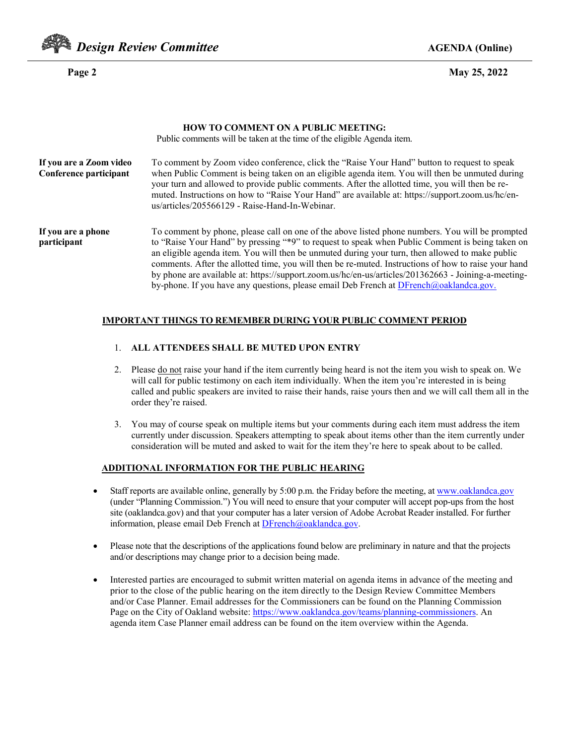## HOW TO COMMENT ON A PUBLIC MEETING:

Public comments will be taken at the time of the eligible Agenda item.

**If you are a Zoom video Conference participant**

To comment by Zoom video conference, click the "Raise Your Hand" button to request to speak when Public Comment is being taken on an eligible agenda item. You will then be unmuted during your turn and allowed to provide public comments. After the allotted time, you will then be re-muted. Instructions on how to "Raise Your Hand" are available at: https://support.zoom.us/hc/en-us/articles/205566129 - Raise-Hand-In-Webinar.

**If you are a phone participant**

To comment by phone, please call on one of the above listed phone numbers. You will be prompted to "Raise Your Hand" by pressing "*9" to request to speak when Public Comment is being taken on an eligible agenda item. You will then be unmuted during your turn, then allowed to make public comments. After the allotted time, you will then be re-muted. Instructions of how to raise your hand by phone are available at: https://support.zoom.us/hc/en-us/articles/201362663 - Joining-a-meeting-by-phone. If you have any questions, please email Deb French at DFrench@oaklandca.gov.

## IMPORTANT THINGS TO REMEMBER DURING YOUR PUBLIC COMMENT PERIOD

1. **ALL ATTENDEES SHALL BE MUTED UPON ENTRY**

2. Please do not raise your hand if the item currently being heard is not the item you wish to speak on. We will call for public testimony on each item individually. When the item you're interested in is being called and public speakers are invited to raise their hands, raise yours then and we will call them all in the order they're raised.

3. You may of course speak on multiple items but your comments during each item must address the item currently under discussion. Speakers attempting to speak about items other than the item currently under consideration will be muted and asked to wait for the item they're here to speak about to be called.

## ADDITIONAL INFORMATION FOR THE PUBLIC HEARING

- Staff reports are available online, generally by 5:00 p.m. the Friday before the meeting, at www.oaklandca.gov (under "Planning Commission.") You will need to ensure that your computer will accept pop-ups from the host site (oaklandca.gov) and that your computer has a later version of Adobe Acrobat Reader installed. For further information, please email Deb French at DFrench@oaklandca.gov.

- Please note that the descriptions of the applications found below are preliminary in nature and that the projects and/or descriptions may change prior to a decision being made.

- Interested parties are encouraged to submit written material on agenda items in advance of the meeting and prior to the close of the public hearing on the item directly to the Design Review Committee Members and/or Case Planner. Email addresses for the Commissioners can be found on the Planning Commission Page on the City of Oakland website: https://www.oaklandca.gov/teams/planning-commissioners. An agenda item Case Planner email address can be found on the item overview within the Agenda.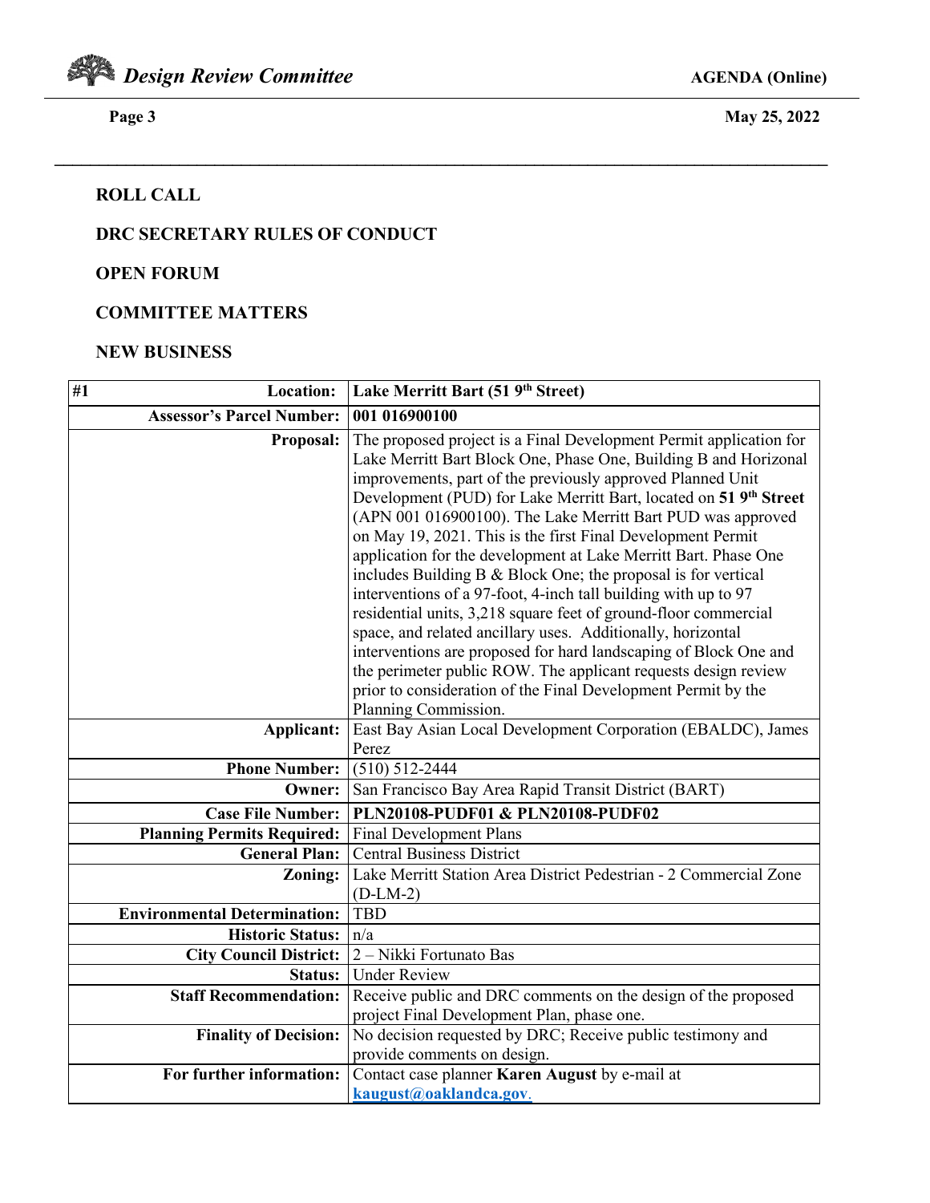## ROLL CALL

## DRC SECRETARY RULES OF CONDUCT

## OPEN FORUM

## COMMITTEE MATTERS

## NEW BUSINESS

| #1 Location: | Lake Merritt Bart (51 9th Street) |
|---|---|
| Assessor's Parcel Number: | 001 016900100 |
| Proposal: | The proposed project is a Final Development Permit application for Lake Merritt Bart Block One, Phase One, Building B and Horizonal improvements, part of the previously approved Planned Unit Development (PUD) for Lake Merritt Bart, located on **51 9th Street** (APN 001 016900100). The Lake Merritt Bart PUD was approved on May 19, 2021. This is the first Final Development Permit application for the development at Lake Merritt Bart. Phase One includes Building B & Block One; the proposal is for vertical interventions of a 97-foot, 4-inch tall building with up to 97 residential units, 3,218 square feet of ground-floor commercial space, and related ancillary uses. Additionally, horizontal interventions are proposed for hard landscaping of Block One and the perimeter public ROW. The applicant requests design review prior to consideration of the Final Development Permit by the Planning Commission. |
| Applicant: | East Bay Asian Local Development Corporation (EBALDC), James Perez |
| Phone Number: | (510) 512-2444 |
| Owner: | San Francisco Bay Area Rapid Transit District (BART) |
| Case File Number: | **PLN20108-PUDF01 & PLN20108-PUDF02** |
| Planning Permits Required: | Final Development Plans |
| General Plan: | Central Business District |
| Zoning: | Lake Merritt Station Area District Pedestrian - 2 Commercial Zone (D-LM-2) |
| Environmental Determination: | TBD |
| Historic Status: | n/a |
| City Council District: | 2 – Nikki Fortunato Bas |
| Status: | Under Review |
| Staff Recommendation: | Receive public and DRC comments on the design of the proposed project Final Development Plan, phase one. |
| Finality of Decision: | No decision requested by DRC; Receive public testimony and provide comments on design. |
| For further information: | Contact case planner **Karen August** by e-mail at **kaugust@oaklandca.gov**. |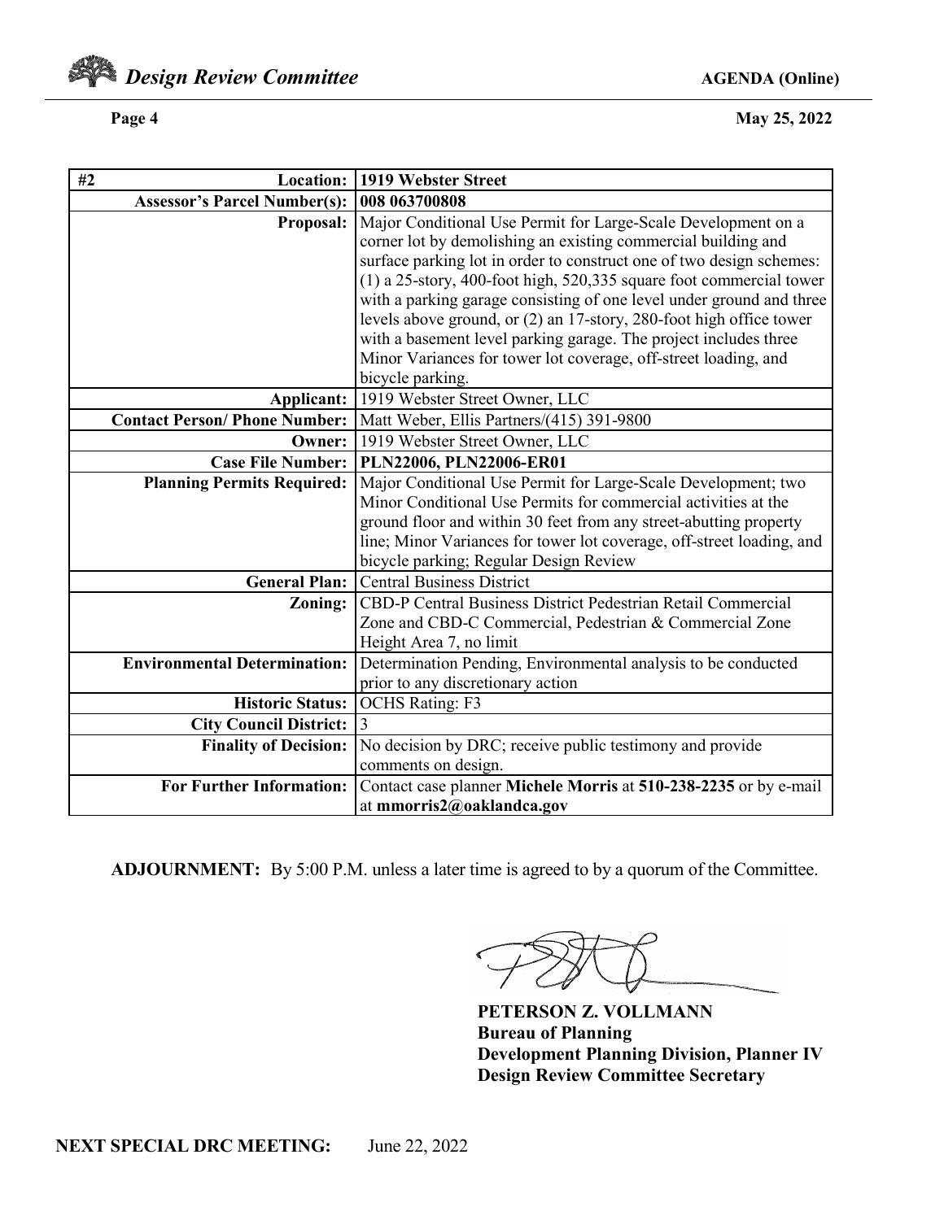| #2 Location: | 1919 Webster Street |
| --- | --- |
| Assessor's Parcel Number(s): | 008 063700808 |
| Proposal: | Major Conditional Use Permit for Large-Scale Development on a corner lot by demolishing an existing commercial building and surface parking lot in order to construct one of two design schemes: (1) a 25-story, 400-foot high, 520,335 square foot commercial tower with a parking garage consisting of one level under ground and three levels above ground, or (2) an 17-story, 280-foot high office tower with a basement level parking garage. The project includes three Minor Variances for tower lot coverage, off-street loading, and bicycle parking. |
| Applicant: | 1919 Webster Street Owner, LLC |
| Contact Person/ Phone Number: | Matt Weber, Ellis Partners/(415) 391-9800 |
| Owner: | 1919 Webster Street Owner, LLC |
| Case File Number: | **PLN22006, PLN22006-ER01** |
| Planning Permits Required: | Major Conditional Use Permit for Large-Scale Development; two Minor Conditional Use Permits for commercial activities at the ground floor and within 30 feet from any street-abutting property line; Minor Variances for tower lot coverage, off-street loading, and bicycle parking; Regular Design Review |
| General Plan: | Central Business District |
| Zoning: | CBD-P Central Business District Pedestrian Retail Commercial Zone and CBD-C Commercial, Pedestrian & Commercial Zone Height Area 7, no limit |
| Environmental Determination: | Determination Pending, Environmental analysis to be conducted prior to any discretionary action |
| Historic Status: | OCHS Rating: F3 |
| City Council District: | 3 |
| Finality of Decision: | No decision by DRC; receive public testimony and provide comments on design. |
| For Further Information: | Contact case planner **Michele Morris** at **510-238-2235** or by e-mail at **mmorris2@oaklandca.gov** |

**ADJOURNMENT:** By 5:00 P.M. unless a later time is agreed to by a quorum of the Committee.

**PETERSON Z. VOLLMANN**
**Bureau of Planning**
**Development Planning Division, Planner IV**
**Design Review Committee Secretary**

**NEXT SPECIAL DRC MEETING:** June 22, 2022